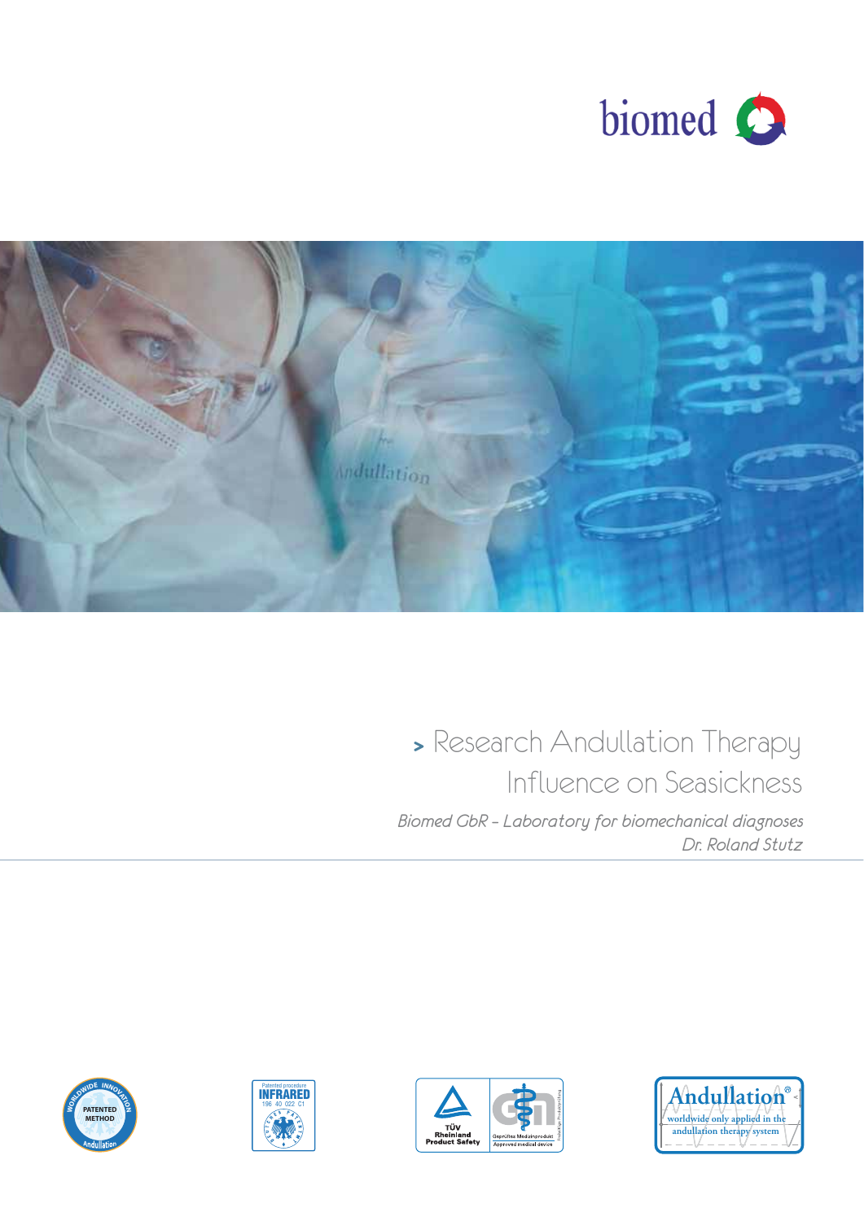biomed

# Research Andullation Therapy Influence on Seasickness

*Biomed GbR – Laboratory for biomechanical diagnoses*

*Dr. Roland Stutz*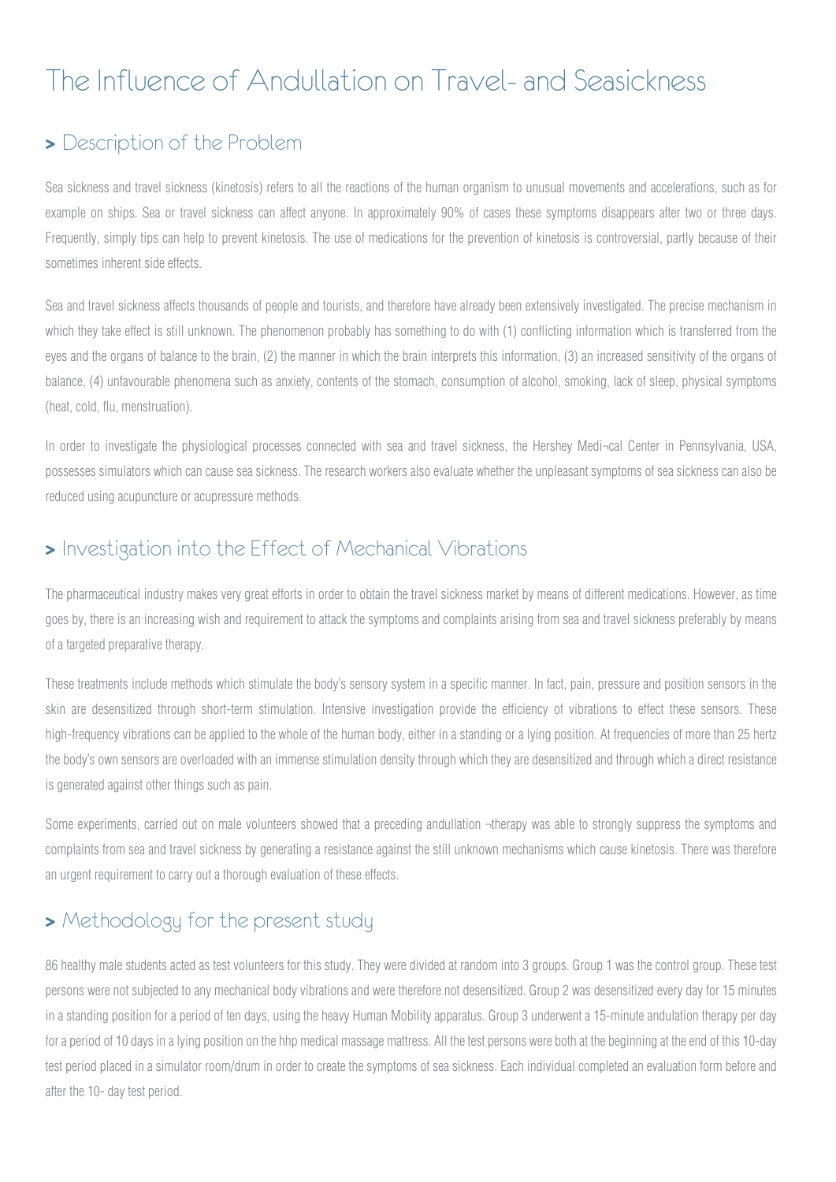# The Influence of Andullation on Travel- and Seasickness

## > Description of the Problem

Sea sickness and travel sickness (kinetosis) refers to all the reactions of the human organism to unusual movements and accelerations, such as for example on ships. Sea or travel sickness can affect anyone. In approximately 90% of cases these symptoms disappears after two or three days. Frequently, simply tips can help to prevent kinetosis. The use of medications for the prevention of kinetosis is controversial, partly because of their sometimes inherent side effects.

Sea and travel sickness affects thousands of people and tourists, and therefore have already been extensively investigated. The precise mechanism in which they take effect is still unknown. The phenomenon probably has something to do with (1) conflicting information which is transferred from the eyes and the organs of balance to the brain, (2) the manner in which the brain interprets this information, (3) an increased sensitivity of the organs of balance, (4) unfavourable phenomena such as anxiety, contents of the stomach, consumption of alcohol, smoking, lack of sleep, physical symptoms (heat, cold, flu, menstruation).

In order to investigate the physiological processes connected with sea and travel sickness, the Hershey Medi¬cal Center in Pennsylvania, USA, possesses simulators which can cause sea sickness. The research workers also evaluate whether the unpleasant symptoms of sea sickness can also be reduced using acupuncture or acupressure methods.

## > Investigation into the Effect of Mechanical Vibrations

The pharmaceutical industry makes very great efforts in order to obtain the travel sickness market by means of different medications. However, as time goes by, there is an increasing wish and requirement to attack the symptoms and complaints arising from sea and travel sickness preferably by means of a targeted preparative therapy.

These treatments include methods which stimulate the body's sensory system in a specific manner. In fact, pain, pressure and position sensors in the skin are desensitized through short-term stimulation. Intensive investigation provide the efficiency of vibrations to effect these sensors. These high-frequency vibrations can be applied to the whole of the human body, either in a standing or a lying position. At frequencies of more than 25 hertz the body's own sensors are overloaded with an immense stimulation density through which they are desensitized and through which a direct resistance is generated against other things such as pain.

Some experiments, carried out on male volunteers showed that a preceding andullation ¬therapy was able to strongly suppress the symptoms and complaints from sea and travel sickness by generating a resistance against the still unknown mechanisms which cause kinetosis. There was therefore an urgent requirement to carry out a thorough evaluation of these effects.

## > Methodology for the present study

86 healthy male students acted as test volunteers for this study. They were divided at random into 3 groups. Group 1 was the control group. These test persons were not subjected to any mechanical body vibrations and were therefore not desensitized. Group 2 was desensitized every day for 15 minutes in a standing position for a period of ten days, using the heavy Human Mobility apparatus. Group 3 underwent a 15-minute andulation therapy per day for a period of 10 days in a lying position on the hhp medical massage mattress. All the test persons were both at the beginning at the end of this 10-day test period placed in a simulator room/drum in order to create the symptoms of sea sickness. Each individual completed an evaluation form before and after the 10- day test period.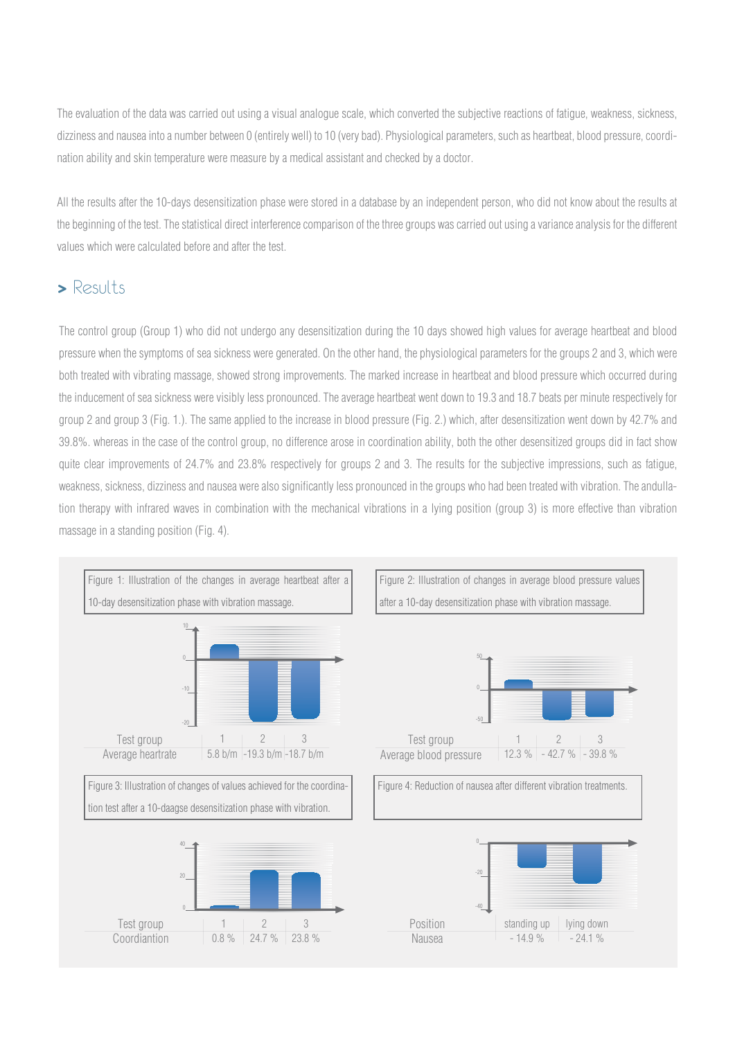The evaluation of the data was carried out using a visual analogue scale, which converted the subjective reactions of fatigue, weakness, sickness, dizziness and nausea into a number between 0 (entirely well) to 10 (very bad). Physiological parameters, such as heartbeat, blood pressure, coordination ability and skin temperature were measure by a medical assistant and checked by a doctor.

All the results after the 10-days desensitization phase were stored in a database by an independent person, who did not know about the results at the beginning of the test. The statistical direct interference comparison of the three groups was carried out using a variance analysis for the different values which were calculated before and after the test.

## > Results

The control group (Group 1) who did not undergo any desensitization during the 10 days showed high values for average heartbeat and blood pressure when the symptoms of sea sickness were generated. On the other hand, the physiological parameters for the groups 2 and 3, which were both treated with vibrating massage, showed strong improvements. The marked increase in heartbeat and blood pressure which occurred during the inducement of sea sickness were visibly less pronounced. The average heartbeat went down to 19.3 and 18.7 beats per minute respectively for group 2 and group 3 (Fig. 1.). The same applied to the increase in blood pressure (Fig. 2.) which, after desensitization went down by 42.7% and 39.8%. whereas in the case of the control group, no difference arose in coordination ability, both the other desensitized groups did in fact show quite clear improvements of 24.7% and 23.8% respectively for groups 2 and 3. The results for the subjective impressions, such as fatigue, weakness, sickness, dizziness and nausea were also significantly less pronounced in the groups who had been treated with vibration. The andullation therapy with infrared waves in combination with the mechanical vibrations in a lying position (group 3) is more effective than vibration massage in a standing position (Fig. 4).

Figure 1: Illustration of the changes in average heartbeat after a 10-day desensitization phase with vibration massage.

| Test group | 1 | 2 | 3 |
|---|---|---|---|
| Average heartrate | 5.8 b/m | -19.3 b/m | -18.7 b/m |

Figure 2: Illustration of changes in average blood pressure values after a 10-day desensitization phase with vibration massage.

| Test group | 1 | 2 | 3 |
|---|---|---|---|
| Average blood pressure | 12.3 % | - 42.7 % | - 39.8 % |

Figure 3: Illustration of changes of values achieved for the coordination test after a 10-daagse desensitization phase with vibration.

| Test group | 1 | 2 | 3 |
|---|---|---|---|
| Coordiantion | 0.8 % | 24.7 % | 23.8 % |

Figure 4: Reduction of nausea after different vibration treatments.

| Position | standing up | lying down |
|---|---|---|
| Nausea | - 14.9 % | - 24.1 % |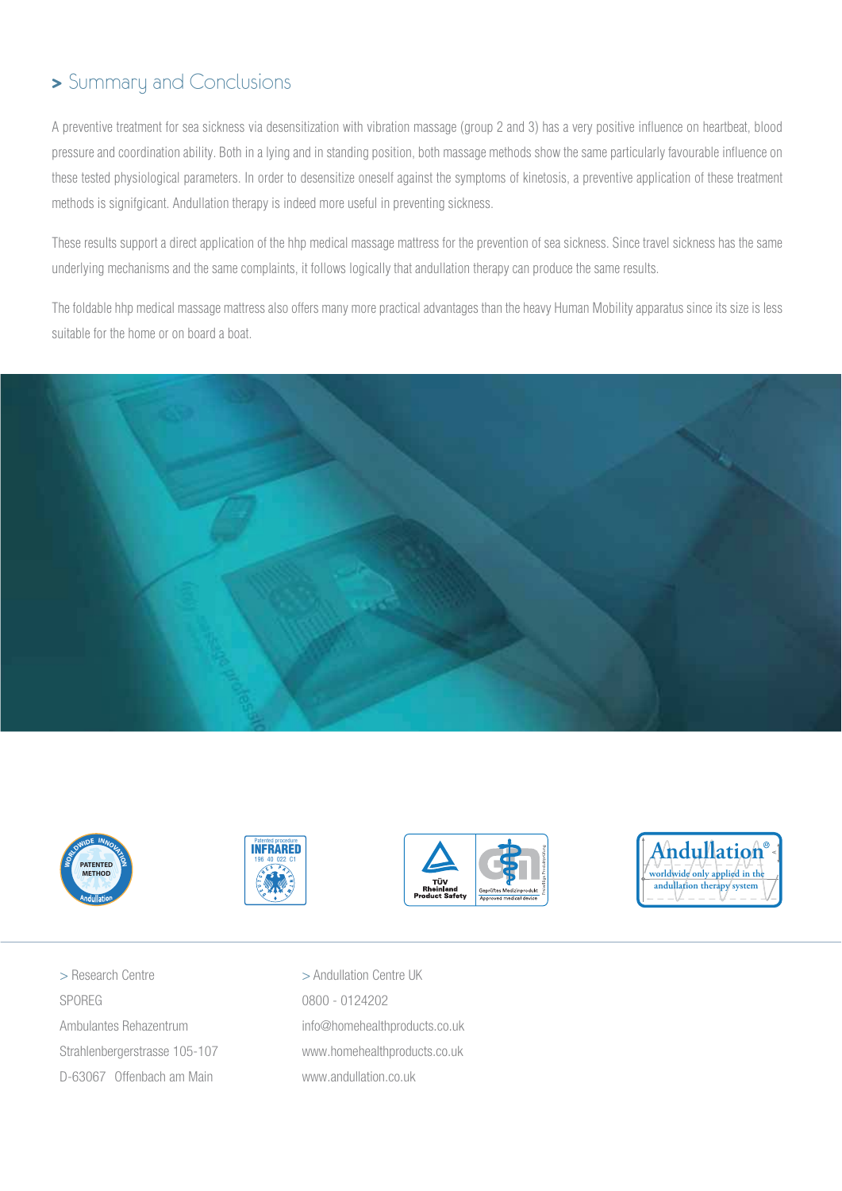## > Summary and Conclusions

A preventive treatment for sea sickness via desensitization with vibration massage (group 2 and 3) has a very positive influence on heartbeat, blood pressure and coordination ability. Both in a lying and in standing position, both massage methods show the same particularly favourable influence on these tested physiological parameters. In order to desensitize oneself against the symptoms of kinetosis, a preventive application of these treatment methods is signifgicant. Andullation therapy is indeed more useful in preventing sickness.

These results support a direct application of the hhp medical massage mattress for the prevention of sea sickness. Since travel sickness has the same underlying mechanisms and the same complaints, it follows logically that andullation therapy can produce the same results.

The foldable hhp medical massage mattress also offers many more practical advantages than the heavy Human Mobility apparatus since its size is less suitable for the home or on board a boat.

> Research Centre
SPOREG
Ambulantes Rehazentrum
Strahlenbergerstrasse 105-107
D-63067 Offenbach am Main

> Andullation Centre UK
0800 - 0124202
info@homehealthproducts.co.uk
www.homehealthproducts.co.uk
www.andullation.co.uk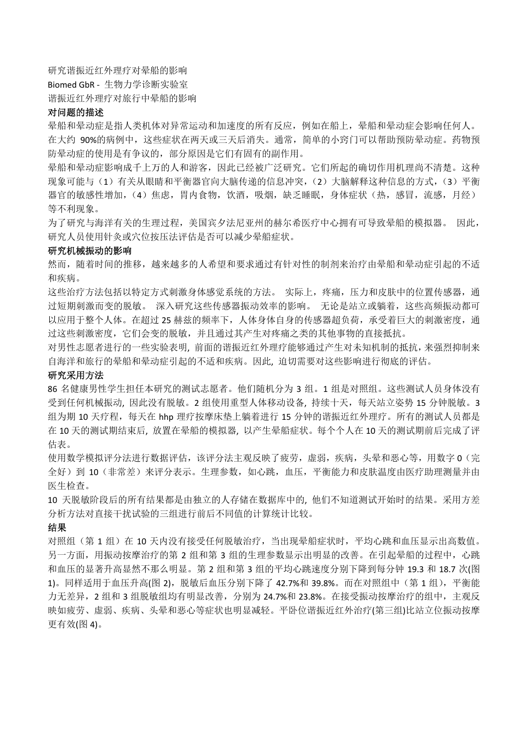研究谐振近红外理疗对晕船的影响

Biomed GbR - 生物力学诊断实验室

谐振近红外理疗对旅行中晕船的影响

## 对问题的描述

晕船和晕动症是指人类机体对异常运动和加速度的所有反应，例如在船上，晕船和晕动症会影响任何人。在大约 90%的病例中，这些症状在两天或三天后消失。通常，简单的小窍门可以帮助预防晕动症。药物预防晕动症的使用是有争议的，部分原因是它们有固有的副作用。

晕船和晕动症影响成千上万的人和游客，因此已经被广泛研究。它们所起的确切作用机理尚不清楚。这种现象可能与（1）有关从眼睛和平衡器官向大脑传递的信息冲突，（2）大脑解释这种信息的方式，（3）平衡器官的敏感性增加，（4）焦虑，胃内食物，饮酒，吸烟，缺乏睡眠，身体症状（热，感冒，流感，月经）等不利现象。

为了研究与海洋有关的生理过程，美国宾夕法尼亚州的赫尔希医疗中心拥有可导致晕船的模拟器。 因此，研究人员使用针灸或穴位按压法评估是否可以减少晕船症状。

## 研究机械振动的影响

然而，随着时间的推移，越来越多的人希望和要求通过有针对性的制剂来治疗由晕船和晕动症引起的不适和疾病。

这些治疗方法包括以特定方式刺激身体感觉系统的方法。 实际上，疼痛，压力和皮肤中的位置传感器，通过短期刺激而变的脱敏。 深入研究这些传感器振动效率的影响。 无论是站立或躺着，这些高频振动都可以应用于整个人体。在超过 25 赫兹的频率下，人体身体自身的传感器超负荷，承受着巨大的刺激密度，通过这些刺激密度，它们会变的脱敏，并且通过其产生对疼痛之类的其他事物的直接抵抗。

对男性志愿者进行的一些实验表明，前面的谐振近红外理疗能够通过产生对未知机制的抵抗，来强烈抑制来自海洋和旅行的晕船和晕动症引起的不适和疾病。因此，迫切需要对这些影响进行彻底的评估。

## 研究采用方法

86 名健康男性学生担任本研究的测试志愿者。他们随机分为 3 组。1 组是对照组。这些测试人员身体没有受到任何机械振动，因此没有脱敏。2 组使用重型人体移动设备，持续十天，每天站立姿势 15 分钟脱敏。3 组为期 10 天疗程，每天在 hhp 理疗按摩床垫上躺着进行 15 分钟的谐振近红外理疗。所有的测试人员都是在 10 天的测试期结束后，放置在晕船的模拟器，以产生晕船症状。每个个人在 10 天的测试期前后完成了评估表。

使用数学模拟评分法进行数据评估，该评分法主观反映了疲劳，虚弱，疾病，头晕和恶心等，用数字 0（完全好）到 10（非常差）来评分表示。生理参数，如心跳，血压，平衡能力和皮肤温度由医疗助理测量并由医生检查。

10 天脱敏阶段后的所有结果都是由独立的人存储在数据库中的，他们不知道测试开始时的结果。采用方差分析方法对直接干扰试验的三组进行前后不同值的计算统计比较。

## 结果

对照组（第 1 组）在 10 天内没有接受任何脱敏治疗，当出现晕船症状时，平均心跳和血压显示出高数值。另一方面，用振动按摩治疗的第 2 组和第 3 组的生理参数显示出明显的改善。在引起晕船的过程中，心跳和血压的显著升高显然不那么明显。第 2 组和第 3 组的平均心跳速度分别下降到每分钟 19.3 和 18.7 次(图 1)。同样适用于血压升高(图 2)，脱敏后血压分别下降了 42.7%和 39.8%。而在对照组中（第 1 组），平衡能力无差异，2 组和 3 组脱敏组均有明显改善，分别为 24.7%和 23.8%。在接受振动按摩治疗的组中，主观反映如疲劳、虚弱、疾病、头晕和恶心等症状也明显减轻。平卧位谐振近红外治疗(第三组)比站立位振动按摩更有效(图 4)。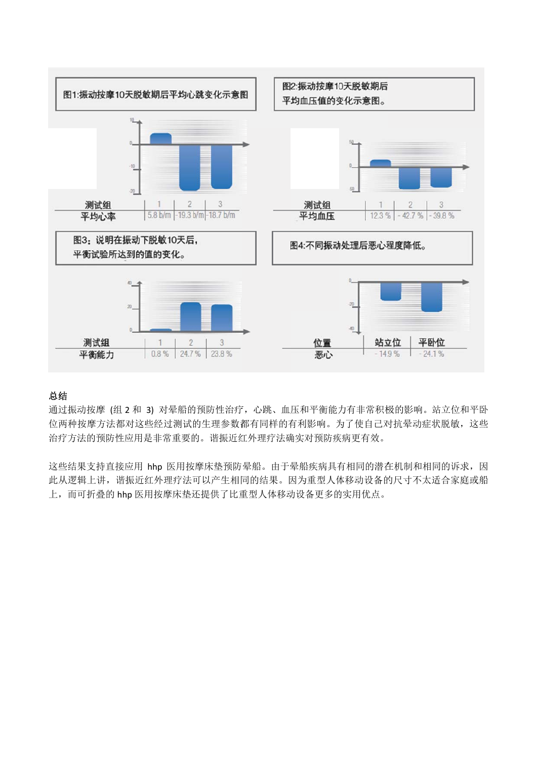图1:振动按摩10天脱敏期后平均心跳变化示意图

10
0
-10
-20

测试组 | 1 | 2 | 3
平均心率 | 5.8 b/m | -19.3 b/m | -18.7 b/m

图2:振动按摩10天脱敏期后平均血压值的变化示意图。

50
0
-50

测试组 | 1 | 2 | 3
平均血压 | 12.3 % | - 42.7 % | - 39.8 %

图3：说明在振动下脱敏10天后，平衡试验所达到的值的变化。

40
20
0

测试组 | 1 | 2 | 3
平衡能力 | 0.8 % | 24.7 % | 23.8 %

图4:不同振动处理后恶心程度降低。

0
-20
-40

位置 | 站立位 | 平卧位
恶心 | - 14.9 % | - 24.1 %

**总结**

通过振动按摩（组 2 和 3）对晕船的预防性治疗，心跳、血压和平衡能力有非常积极的影响。站立位和平卧位两种按摩方法都对这些经过测试的生理参数都有同样的有利影响。为了使自己对抗晕动症状脱敏，这些治疗方法的预防性应用是非常重要的。谐振近红外理疗法确实对预防疾病更有效。

这些结果支持直接应用 hhp 医用按摩床垫预防晕船。由于晕船疾病具有相同的潜在机制和相同的诉求，因此从逻辑上讲，谐振近红外理疗法可以产生相同的结果。因为重型人体移动设备的尺寸不太适合家庭或船上，而可折叠的 hhp 医用按摩床垫还提供了比重型人体移动设备更多的实用优点。